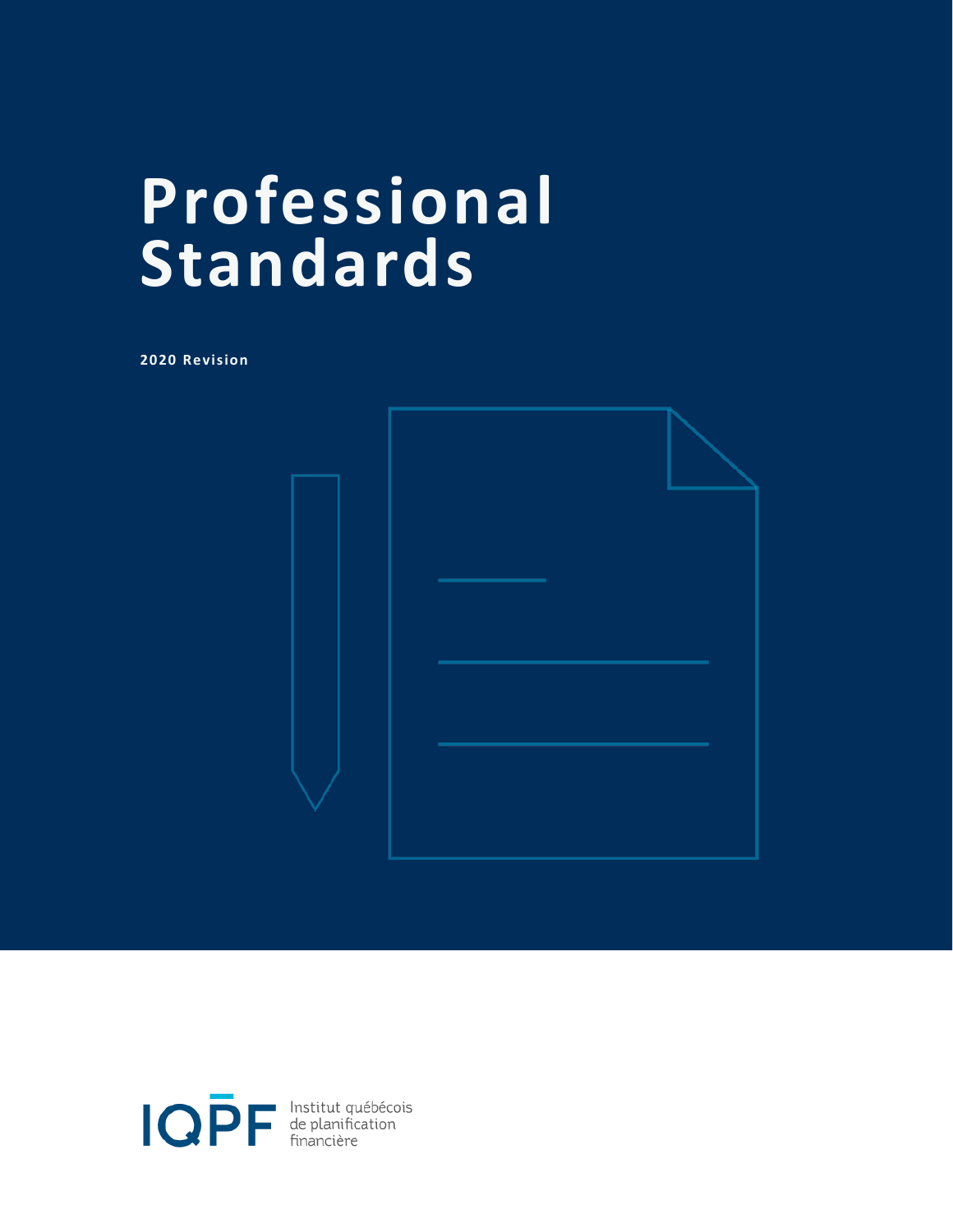# Professional Standards

**2020 Revision**

IQPF Institut québécois de planification financière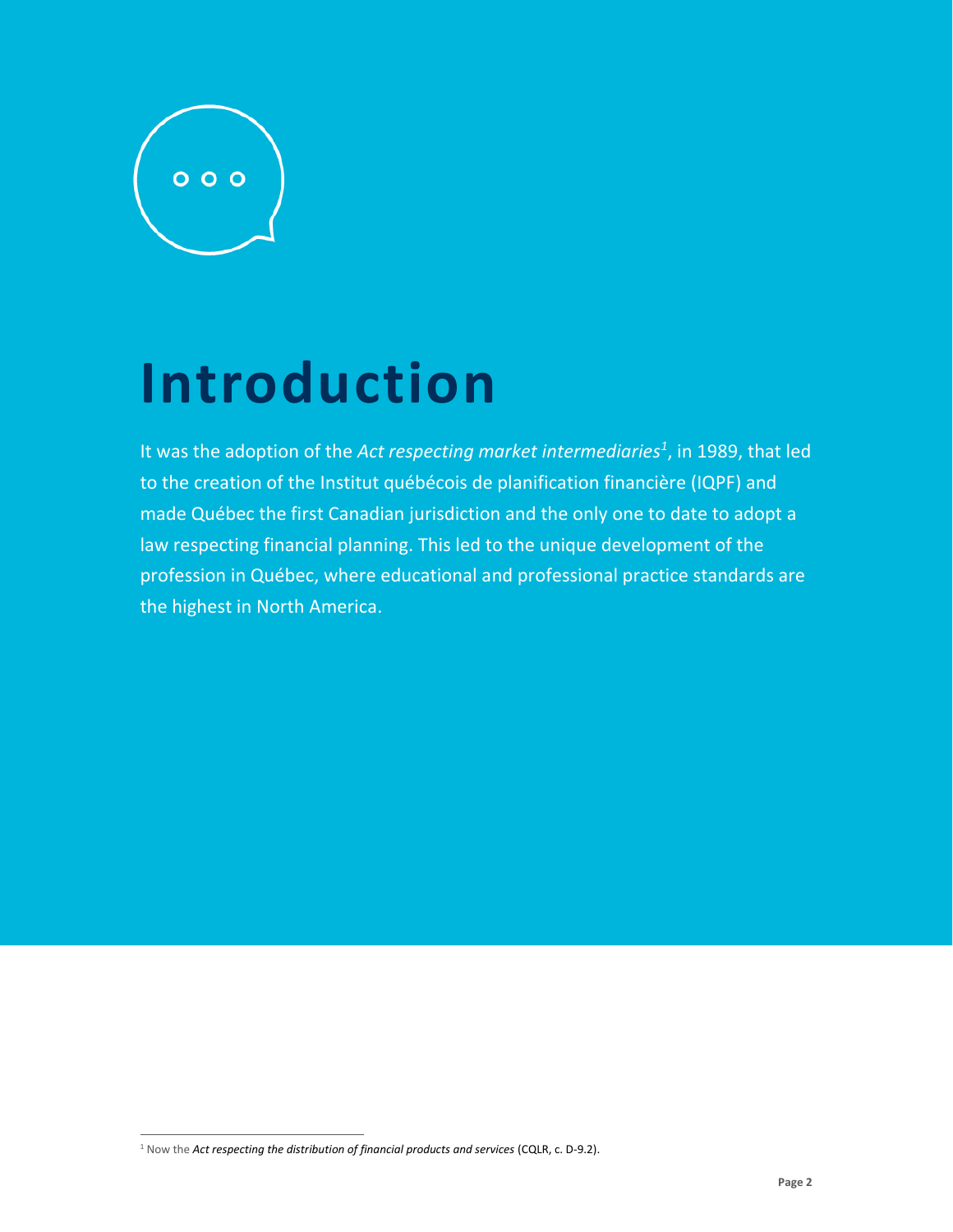# Introduction

It was the adoption of the *Act respecting market intermediaries*[1], in 1989, that led to the creation of the Institut québécois de planification financière (IQPF) and made Québec the first Canadian jurisdiction and the only one to date to adopt a law respecting financial planning. This led to the unique development of the profession in Québec, where educational and professional practice standards are the highest in North America.

[1] Now the *Act respecting the distribution of financial products and services* (CQLR, c. D-9.2).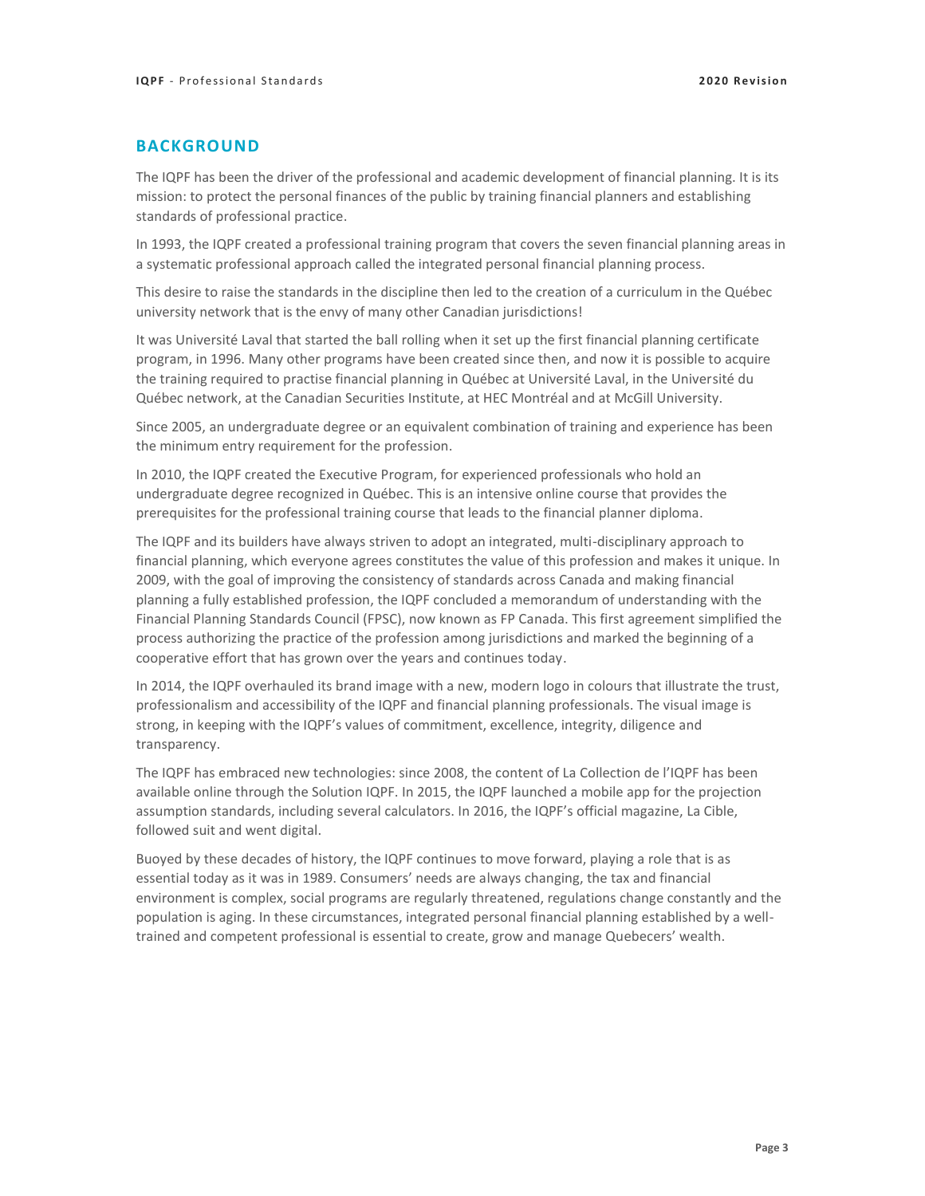## BACKGROUND

The IQPF has been the driver of the professional and academic development of financial planning. It is its mission: to protect the personal finances of the public by training financial planners and establishing standards of professional practice.

In 1993, the IQPF created a professional training program that covers the seven financial planning areas in a systematic professional approach called the integrated personal financial planning process.

This desire to raise the standards in the discipline then led to the creation of a curriculum in the Québec university network that is the envy of many other Canadian jurisdictions!

It was Université Laval that started the ball rolling when it set up the first financial planning certificate program, in 1996. Many other programs have been created since then, and now it is possible to acquire the training required to practise financial planning in Québec at Université Laval, in the Université du Québec network, at the Canadian Securities Institute, at HEC Montréal and at McGill University.

Since 2005, an undergraduate degree or an equivalent combination of training and experience has been the minimum entry requirement for the profession.

In 2010, the IQPF created the Executive Program, for experienced professionals who hold an undergraduate degree recognized in Québec. This is an intensive online course that provides the prerequisites for the professional training course that leads to the financial planner diploma.

The IQPF and its builders have always striven to adopt an integrated, multi-disciplinary approach to financial planning, which everyone agrees constitutes the value of this profession and makes it unique. In 2009, with the goal of improving the consistency of standards across Canada and making financial planning a fully established profession, the IQPF concluded a memorandum of understanding with the Financial Planning Standards Council (FPSC), now known as FP Canada. This first agreement simplified the process authorizing the practice of the profession among jurisdictions and marked the beginning of a cooperative effort that has grown over the years and continues today.

In 2014, the IQPF overhauled its brand image with a new, modern logo in colours that illustrate the trust, professionalism and accessibility of the IQPF and financial planning professionals. The visual image is strong, in keeping with the IQPF's values of commitment, excellence, integrity, diligence and transparency.

The IQPF has embraced new technologies: since 2008, the content of La Collection de l'IQPF has been available online through the Solution IQPF. In 2015, the IQPF launched a mobile app for the projection assumption standards, including several calculators. In 2016, the IQPF's official magazine, La Cible, followed suit and went digital.

Buoyed by these decades of history, the IQPF continues to move forward, playing a role that is as essential today as it was in 1989. Consumers' needs are always changing, the tax and financial environment is complex, social programs are regularly threatened, regulations change constantly and the population is aging. In these circumstances, integrated personal financial planning established by a well-trained and competent professional is essential to create, grow and manage Quebecers' wealth.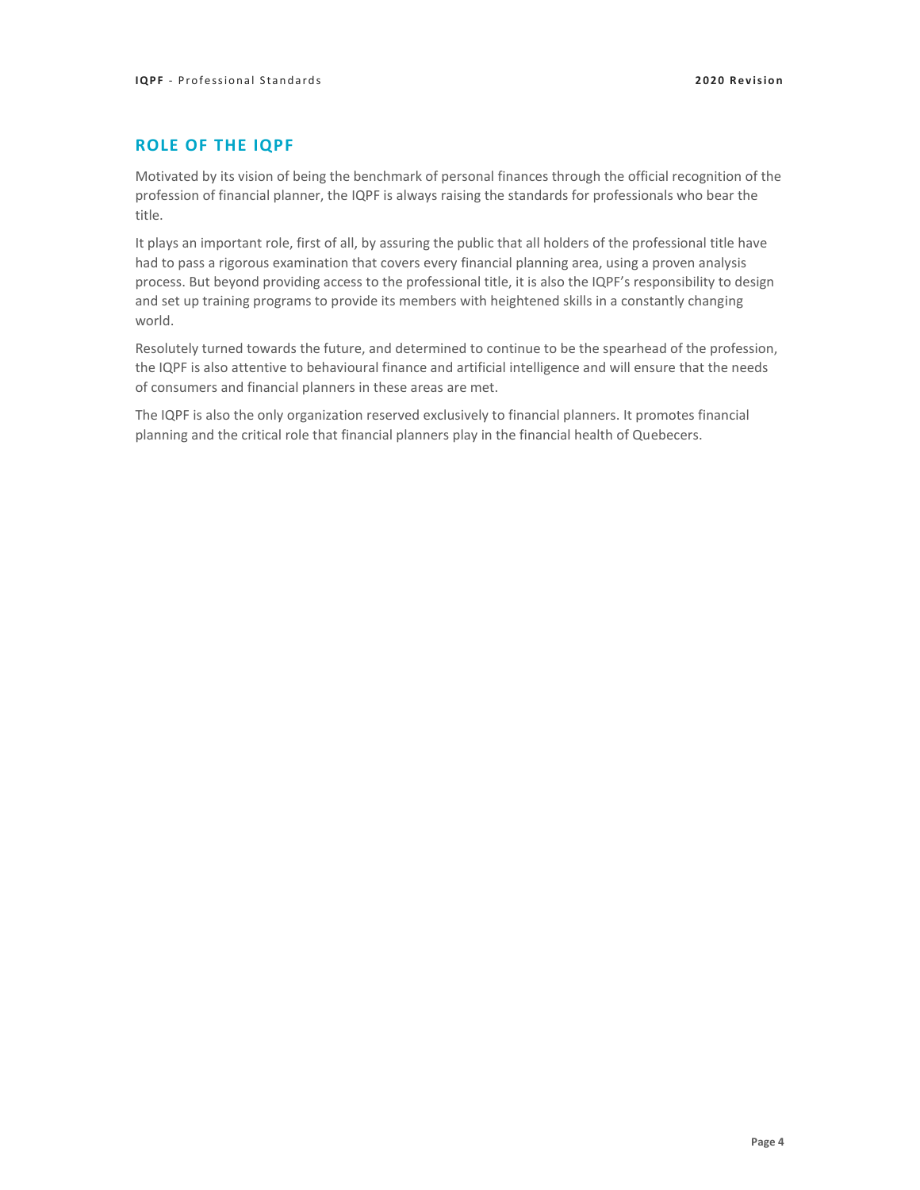## ROLE OF THE IQPF

Motivated by its vision of being the benchmark of personal finances through the official recognition of the profession of financial planner, the IQPF is always raising the standards for professionals who bear the title.

It plays an important role, first of all, by assuring the public that all holders of the professional title have had to pass a rigorous examination that covers every financial planning area, using a proven analysis process. But beyond providing access to the professional title, it is also the IQPF's responsibility to design and set up training programs to provide its members with heightened skills in a constantly changing world.

Resolutely turned towards the future, and determined to continue to be the spearhead of the profession, the IQPF is also attentive to behavioural finance and artificial intelligence and will ensure that the needs of consumers and financial planners in these areas are met.

The IQPF is also the only organization reserved exclusively to financial planners. It promotes financial planning and the critical role that financial planners play in the financial health of Quebecers.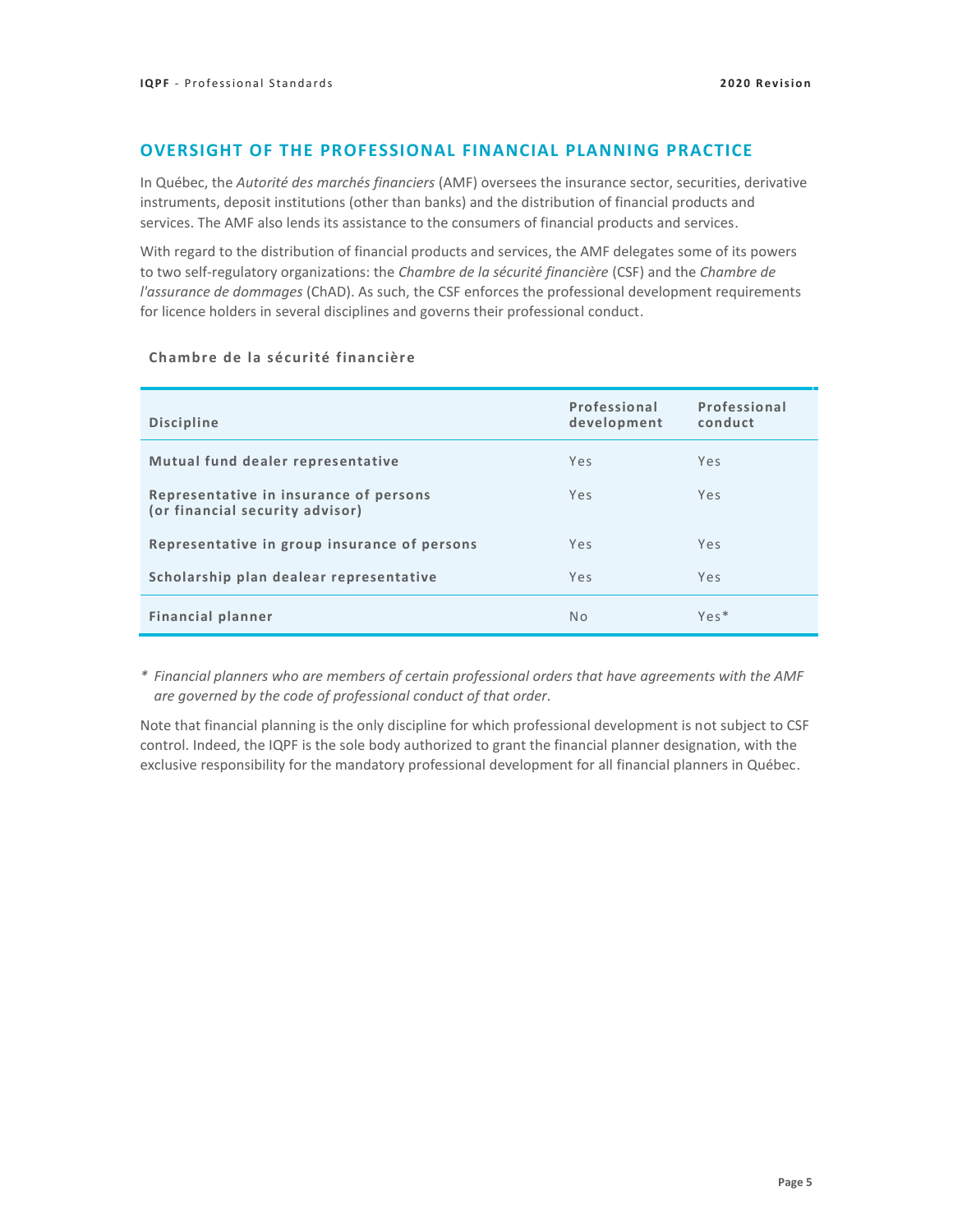## OVERSIGHT OF THE PROFESSIONAL FINANCIAL PLANNING PRACTICE

In Québec, the *Autorité des marchés financiers* (AMF) oversees the insurance sector, securities, derivative instruments, deposit institutions (other than banks) and the distribution of financial products and services. The AMF also lends its assistance to the consumers of financial products and services.

With regard to the distribution of financial products and services, the AMF delegates some of its powers to two self-regulatory organizations: the *Chambre de la sécurité financière* (CSF) and the *Chambre de l'assurance de dommages* (ChAD). As such, the CSF enforces the professional development requirements for licence holders in several disciplines and governs their professional conduct.

**Chambre de la sécurité financière**

| Discipline | Professional development | Professional conduct |
|---|---|---|
| **Mutual fund dealer representative** | Yes | Yes |
| **Representative in insurance of persons (or financial security advisor)** | Yes | Yes |
| **Representative in group insurance of persons** | Yes | Yes |
| **Scholarship plan dealear representative** | Yes | Yes |
| **Financial planner** | No | Yes* |

\* *Financial planners who are members of certain professional orders that have agreements with the AMF are governed by the code of professional conduct of that order.*

Note that financial planning is the only discipline for which professional development is not subject to CSF control. Indeed, the IQPF is the sole body authorized to grant the financial planner designation, with the exclusive responsibility for the mandatory professional development for all financial planners in Québec.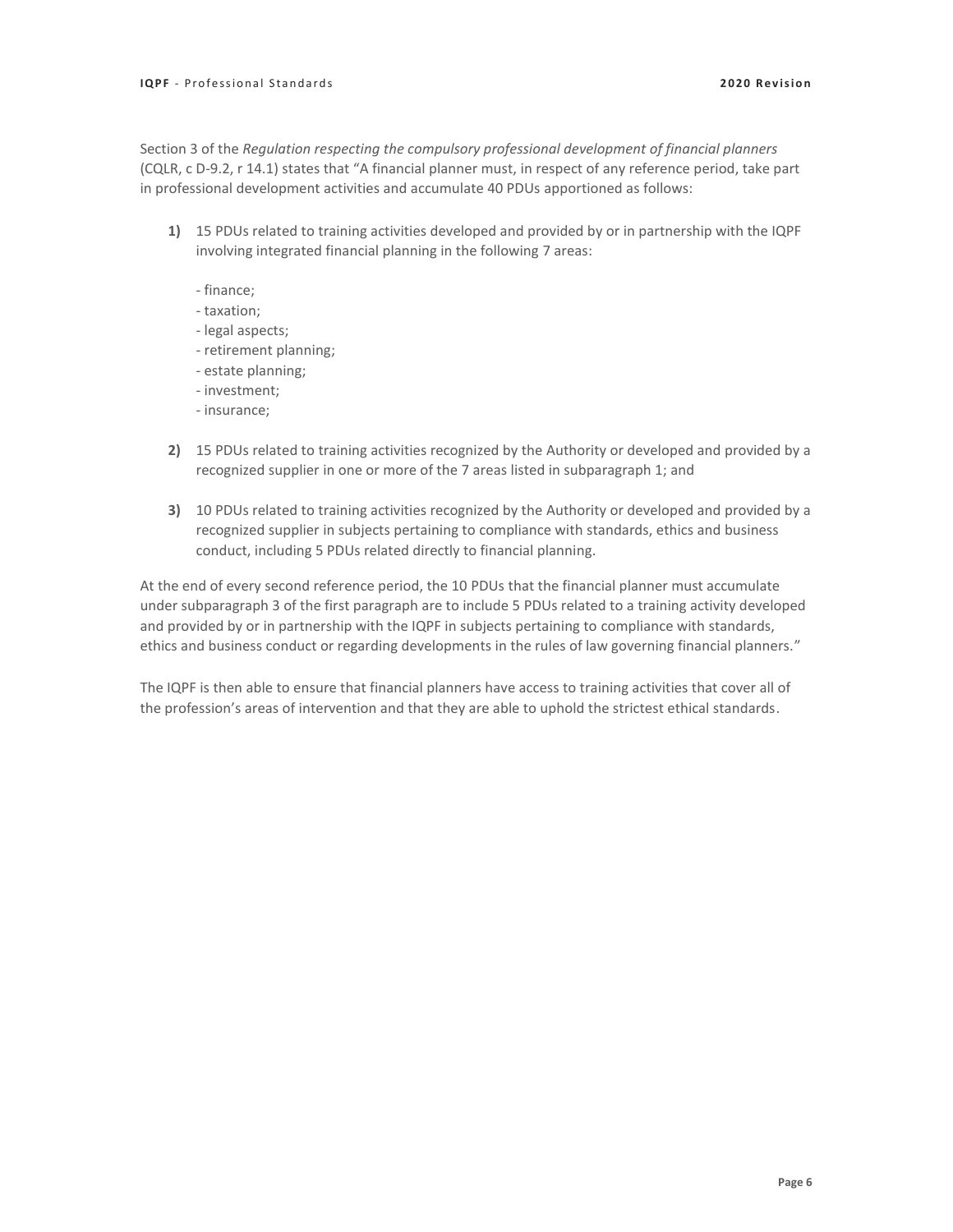Section 3 of the *Regulation respecting the compulsory professional development of financial planners* (CQLR, c D-9.2, r 14.1) states that "A financial planner must, in respect of any reference period, take part in professional development activities and accumulate 40 PDUs apportioned as follows:

**1)** 15 PDUs related to training activities developed and provided by or in partnership with the IQPF involving integrated financial planning in the following 7 areas:

- finance;
- taxation;
- legal aspects;
- retirement planning;
- estate planning;
- investment;
- insurance;

**2)** 15 PDUs related to training activities recognized by the Authority or developed and provided by a recognized supplier in one or more of the 7 areas listed in subparagraph 1; and

**3)** 10 PDUs related to training activities recognized by the Authority or developed and provided by a recognized supplier in subjects pertaining to compliance with standards, ethics and business conduct, including 5 PDUs related directly to financial planning.

At the end of every second reference period, the 10 PDUs that the financial planner must accumulate under subparagraph 3 of the first paragraph are to include 5 PDUs related to a training activity developed and provided by or in partnership with the IQPF in subjects pertaining to compliance with standards, ethics and business conduct or regarding developments in the rules of law governing financial planners."

The IQPF is then able to ensure that financial planners have access to training activities that cover all of the profession's areas of intervention and that they are able to uphold the strictest ethical standards.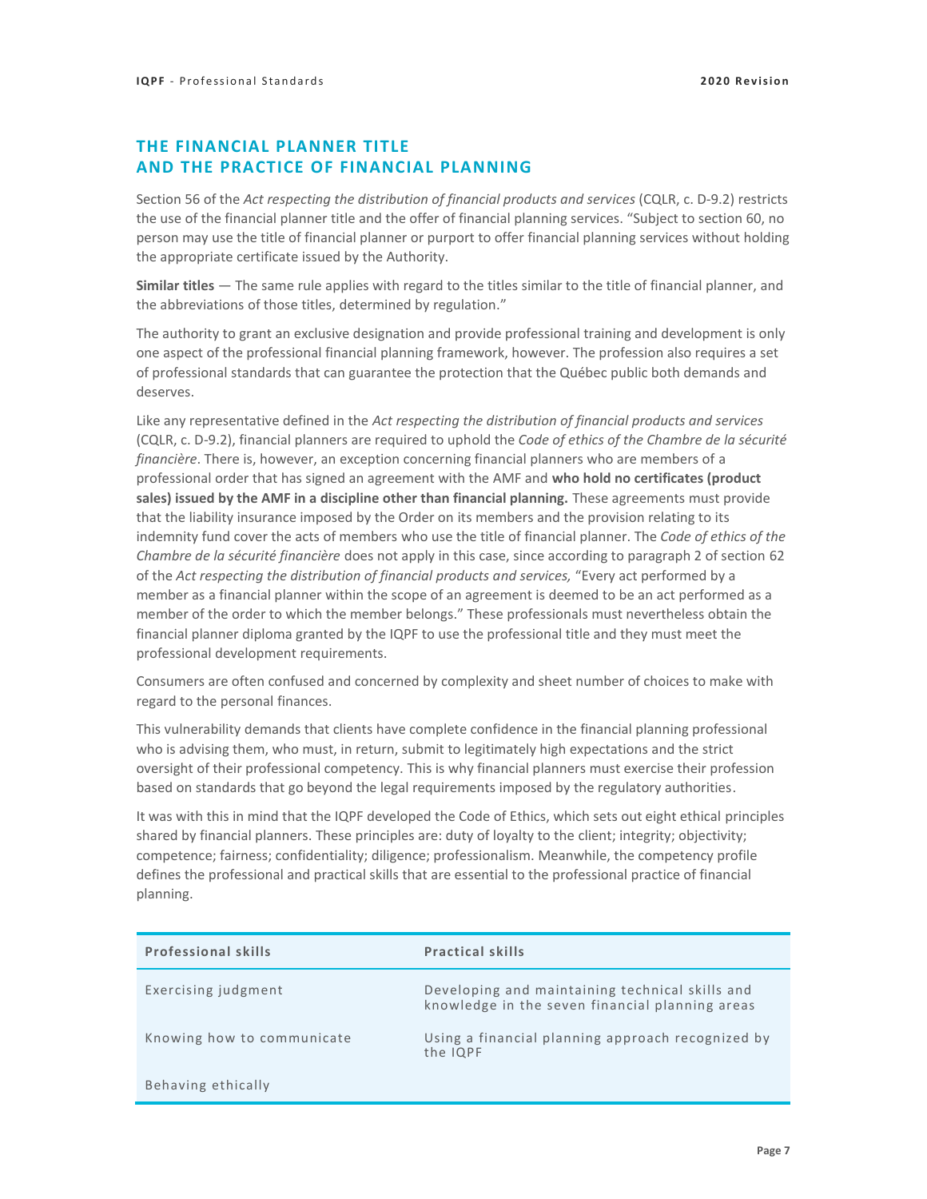## THE FINANCIAL PLANNER TITLE AND THE PRACTICE OF FINANCIAL PLANNING

Section 56 of the *Act respecting the distribution of financial products and services* (CQLR, c. D-9.2) restricts the use of the financial planner title and the offer of financial planning services. "Subject to section 60, no person may use the title of financial planner or purport to offer financial planning services without holding the appropriate certificate issued by the Authority.

**Similar titles** — The same rule applies with regard to the titles similar to the title of financial planner, and the abbreviations of those titles, determined by regulation."

The authority to grant an exclusive designation and provide professional training and development is only one aspect of the professional financial planning framework, however. The profession also requires a set of professional standards that can guarantee the protection that the Québec public both demands and deserves.

Like any representative defined in the *Act respecting the distribution of financial products and services* (CQLR, c. D-9.2), financial planners are required to uphold the *Code of ethics of the Chambre de la sécurité financière*. There is, however, an exception concerning financial planners who are members of a professional order that has signed an agreement with the AMF and **who hold no certificates (product sales) issued by the AMF in a discipline other than financial planning.** These agreements must provide that the liability insurance imposed by the Order on its members and the provision relating to its indemnity fund cover the acts of members who use the title of financial planner. The *Code of ethics of the Chambre de la sécurité financière* does not apply in this case, since according to paragraph 2 of section 62 of the *Act respecting the distribution of financial products and services,* "Every act performed by a member as a financial planner within the scope of an agreement is deemed to be an act performed as a member of the order to which the member belongs." These professionals must nevertheless obtain the financial planner diploma granted by the IQPF to use the professional title and they must meet the professional development requirements.

Consumers are often confused and concerned by complexity and sheet number of choices to make with regard to the personal finances.

This vulnerability demands that clients have complete confidence in the financial planning professional who is advising them, who must, in return, submit to legitimately high expectations and the strict oversight of their professional competency. This is why financial planners must exercise their profession based on standards that go beyond the legal requirements imposed by the regulatory authorities.

It was with this in mind that the IQPF developed the Code of Ethics, which sets out eight ethical principles shared by financial planners. These principles are: duty of loyalty to the client; integrity; objectivity; competence; fairness; confidentiality; diligence; professionalism. Meanwhile, the competency profile defines the professional and practical skills that are essential to the professional practice of financial planning.

| Professional skills | Practical skills |
|---|---|
| Exercising judgment | Developing and maintaining technical skills and knowledge in the seven financial planning areas |
| Knowing how to communicate | Using a financial planning approach recognized by the IQPF |
| Behaving ethically | |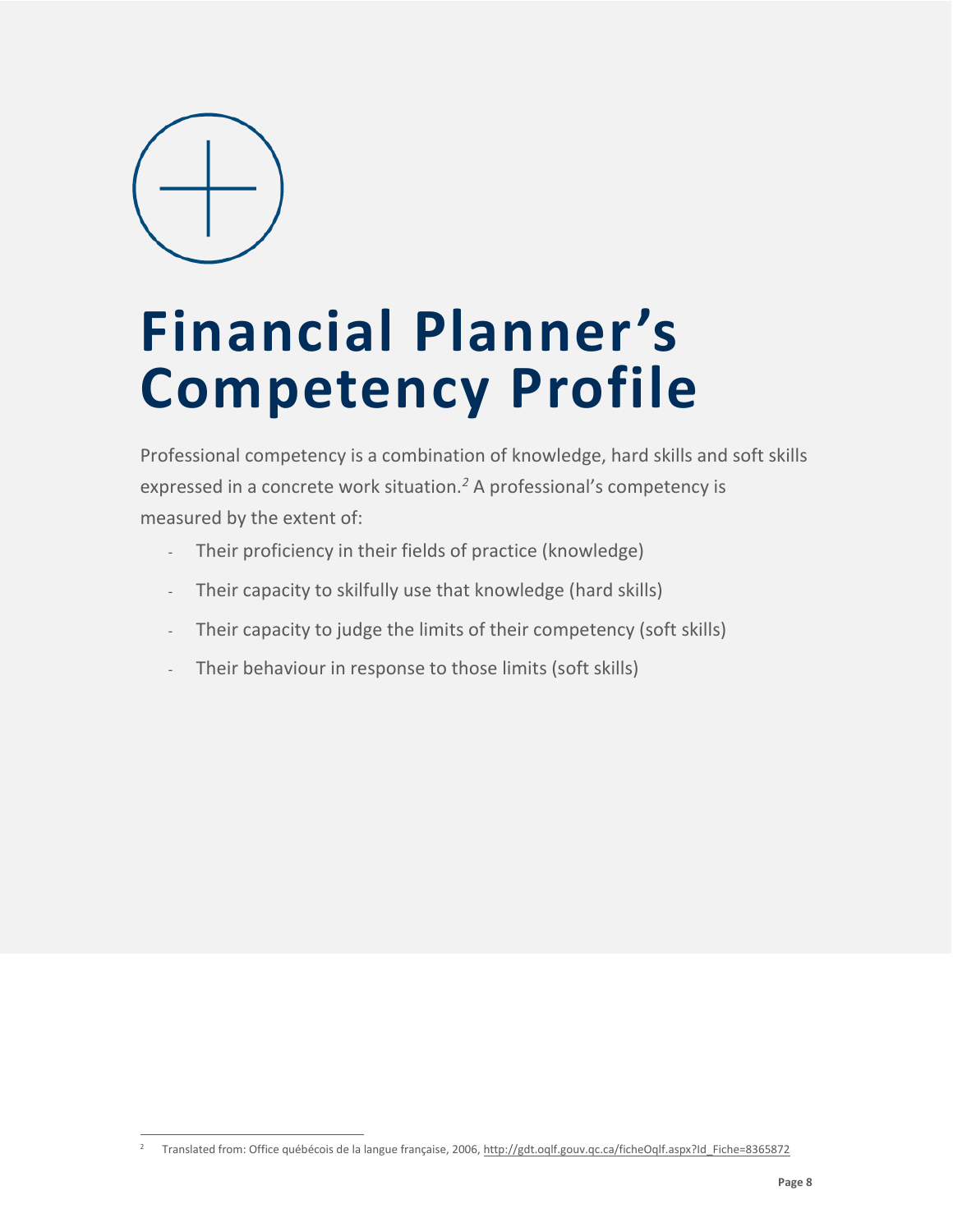# Financial Planner's Competency Profile

Professional competency is a combination of knowledge, hard skills and soft skills expressed in a concrete work situation.[2] A professional's competency is measured by the extent of:

- Their proficiency in their fields of practice (knowledge)
- Their capacity to skilfully use that knowledge (hard skills)
- Their capacity to judge the limits of their competency (soft skills)
- Their behaviour in response to those limits (soft skills)

[2] Translated from: Office québécois de la langue française, 2006, http://gdt.oqlf.gouv.qc.ca/ficheOqlf.aspx?Id_Fiche=8365872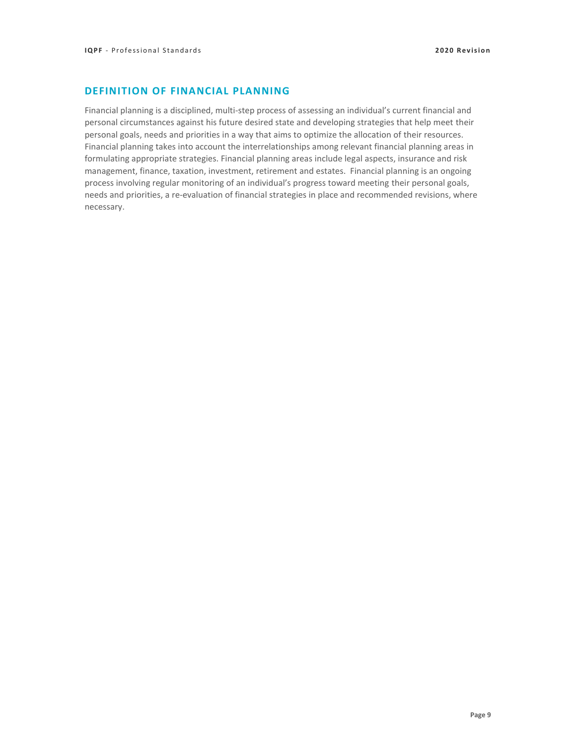## DEFINITION OF FINANCIAL PLANNING

Financial planning is a disciplined, multi-step process of assessing an individual's current financial and personal circumstances against his future desired state and developing strategies that help meet their personal goals, needs and priorities in a way that aims to optimize the allocation of their resources. Financial planning takes into account the interrelationships among relevant financial planning areas in formulating appropriate strategies. Financial planning areas include legal aspects, insurance and risk management, finance, taxation, investment, retirement and estates. Financial planning is an ongoing process involving regular monitoring of an individual's progress toward meeting their personal goals, needs and priorities, a re-evaluation of financial strategies in place and recommended revisions, where necessary.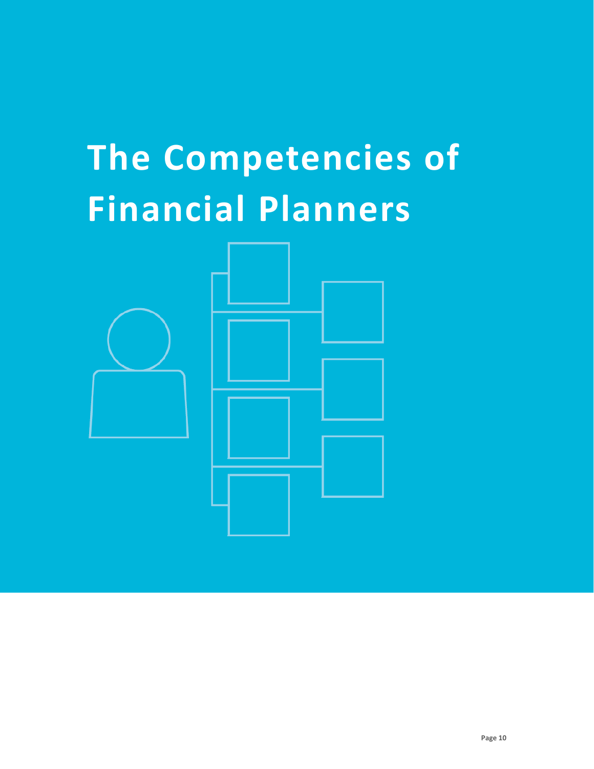# The Competencies of Financial Planners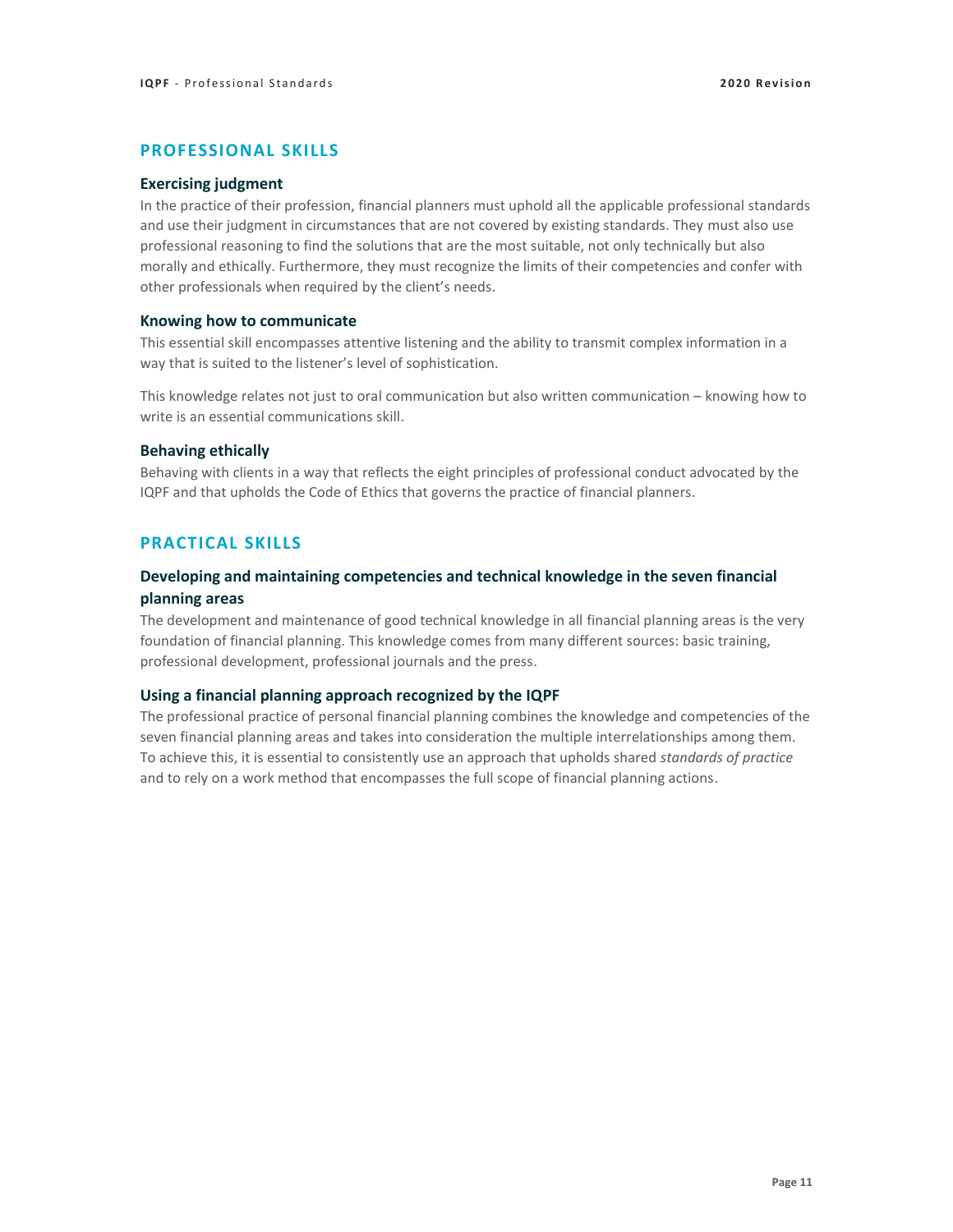## PROFESSIONAL SKILLS

### Exercising judgment

In the practice of their profession, financial planners must uphold all the applicable professional standards and use their judgment in circumstances that are not covered by existing standards. They must also use professional reasoning to find the solutions that are the most suitable, not only technically but also morally and ethically. Furthermore, they must recognize the limits of their competencies and confer with other professionals when required by the client's needs.

### Knowing how to communicate

This essential skill encompasses attentive listening and the ability to transmit complex information in a way that is suited to the listener's level of sophistication.

This knowledge relates not just to oral communication but also written communication – knowing how to write is an essential communications skill.

### Behaving ethically

Behaving with clients in a way that reflects the eight principles of professional conduct advocated by the IQPF and that upholds the Code of Ethics that governs the practice of financial planners.

## PRACTICAL SKILLS

### Developing and maintaining competencies and technical knowledge in the seven financial planning areas

The development and maintenance of good technical knowledge in all financial planning areas is the very foundation of financial planning. This knowledge comes from many different sources: basic training, professional development, professional journals and the press.

### Using a financial planning approach recognized by the IQPF

The professional practice of personal financial planning combines the knowledge and competencies of the seven financial planning areas and takes into consideration the multiple interrelationships among them. To achieve this, it is essential to consistently use an approach that upholds shared *standards of practice* and to rely on a work method that encompasses the full scope of financial planning actions.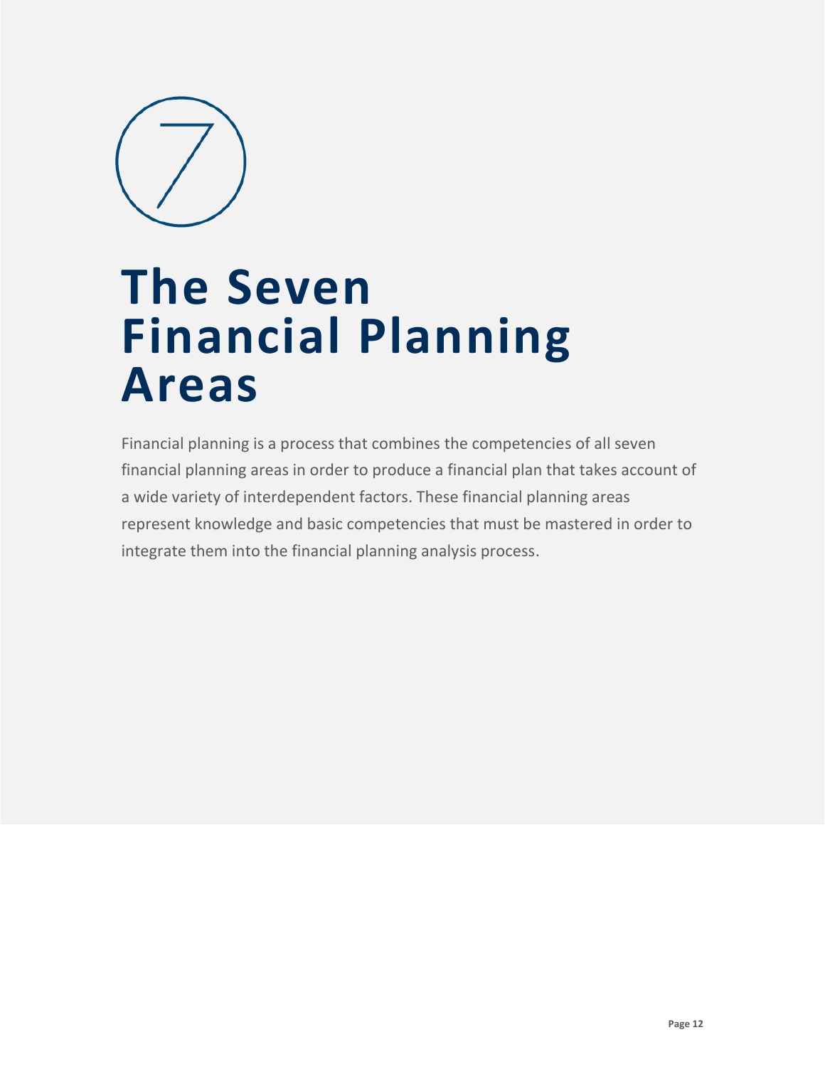# The Seven Financial Planning Areas

Financial planning is a process that combines the competencies of all seven financial planning areas in order to produce a financial plan that takes account of a wide variety of interdependent factors. These financial planning areas represent knowledge and basic competencies that must be mastered in order to integrate them into the financial planning analysis process.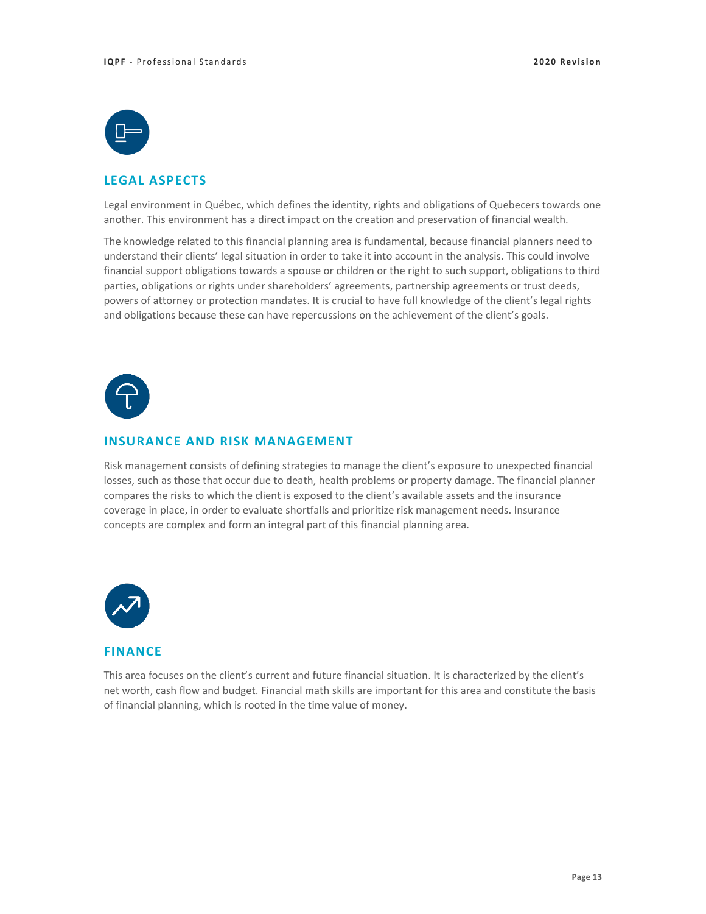## LEGAL ASPECTS

Legal environment in Québec, which defines the identity, rights and obligations of Quebecers towards one another. This environment has a direct impact on the creation and preservation of financial wealth.

The knowledge related to this financial planning area is fundamental, because financial planners need to understand their clients' legal situation in order to take it into account in the analysis. This could involve financial support obligations towards a spouse or children or the right to such support, obligations to third parties, obligations or rights under shareholders' agreements, partnership agreements or trust deeds, powers of attorney or protection mandates. It is crucial to have full knowledge of the client's legal rights and obligations because these can have repercussions on the achievement of the client's goals.

## INSURANCE AND RISK MANAGEMENT

Risk management consists of defining strategies to manage the client's exposure to unexpected financial losses, such as those that occur due to death, health problems or property damage. The financial planner compares the risks to which the client is exposed to the client's available assets and the insurance coverage in place, in order to evaluate shortfalls and prioritize risk management needs. Insurance concepts are complex and form an integral part of this financial planning area.

## FINANCE

This area focuses on the client's current and future financial situation. It is characterized by the client's net worth, cash flow and budget. Financial math skills are important for this area and constitute the basis of financial planning, which is rooted in the time value of money.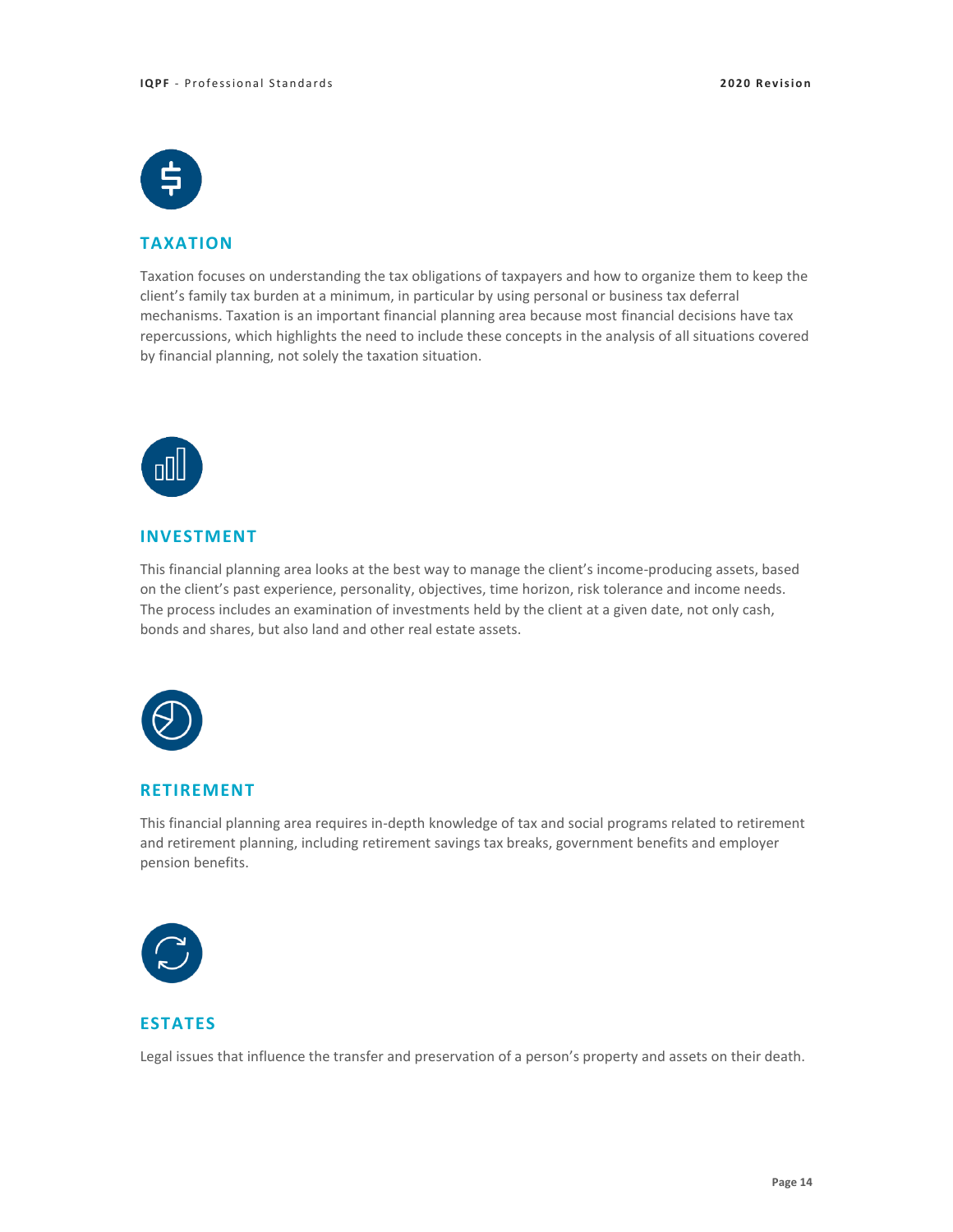## TAXATION

Taxation focuses on understanding the tax obligations of taxpayers and how to organize them to keep the client's family tax burden at a minimum, in particular by using personal or business tax deferral mechanisms. Taxation is an important financial planning area because most financial decisions have tax repercussions, which highlights the need to include these concepts in the analysis of all situations covered by financial planning, not solely the taxation situation.

## INVESTMENT

This financial planning area looks at the best way to manage the client's income-producing assets, based on the client's past experience, personality, objectives, time horizon, risk tolerance and income needs. The process includes an examination of investments held by the client at a given date, not only cash, bonds and shares, but also land and other real estate assets.

## RETIREMENT

This financial planning area requires in-depth knowledge of tax and social programs related to retirement and retirement planning, including retirement savings tax breaks, government benefits and employer pension benefits.

## ESTATES

Legal issues that influence the transfer and preservation of a person's property and assets on their death.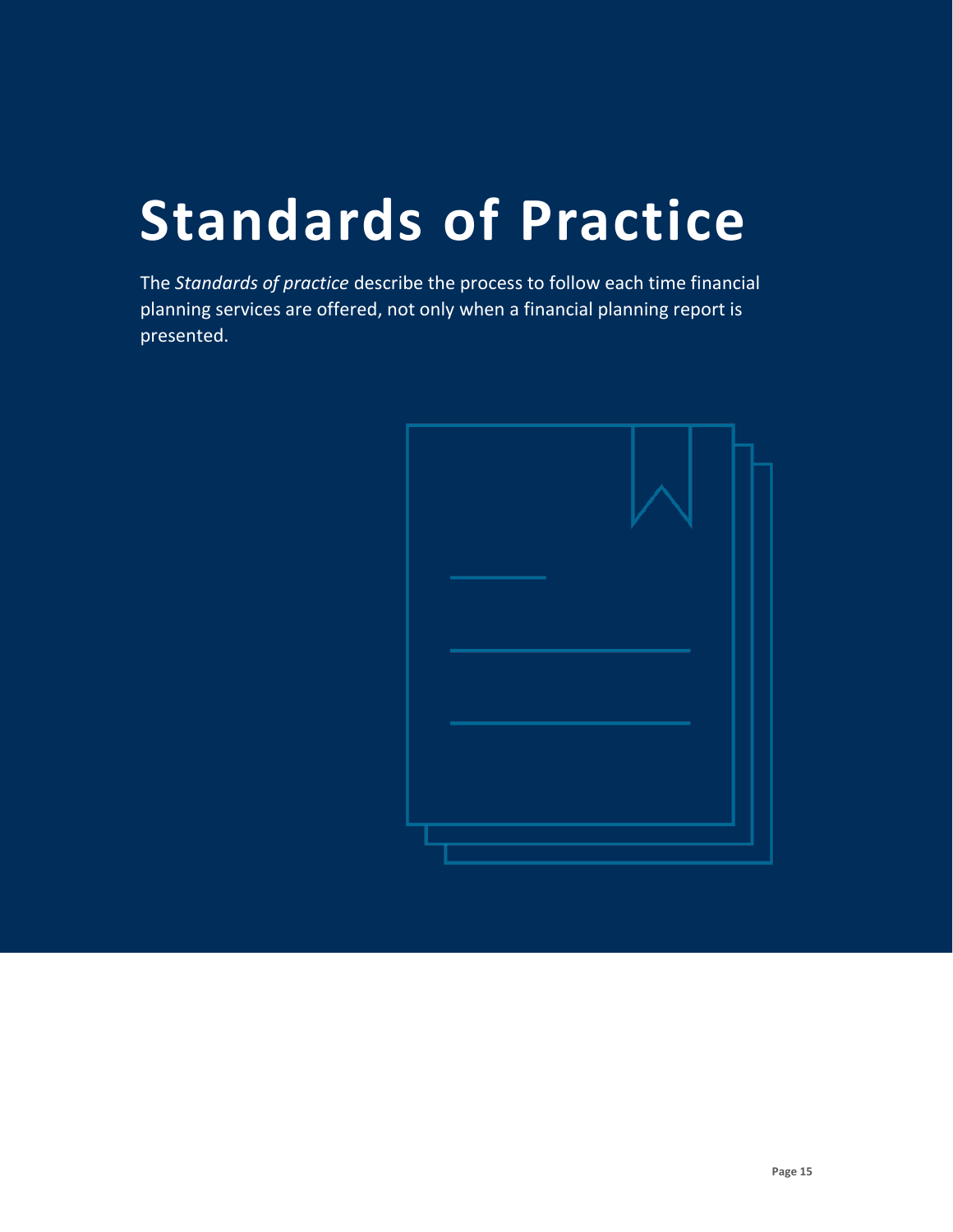# Standards of Practice

The *Standards of practice* describe the process to follow each time financial planning services are offered, not only when a financial planning report is presented.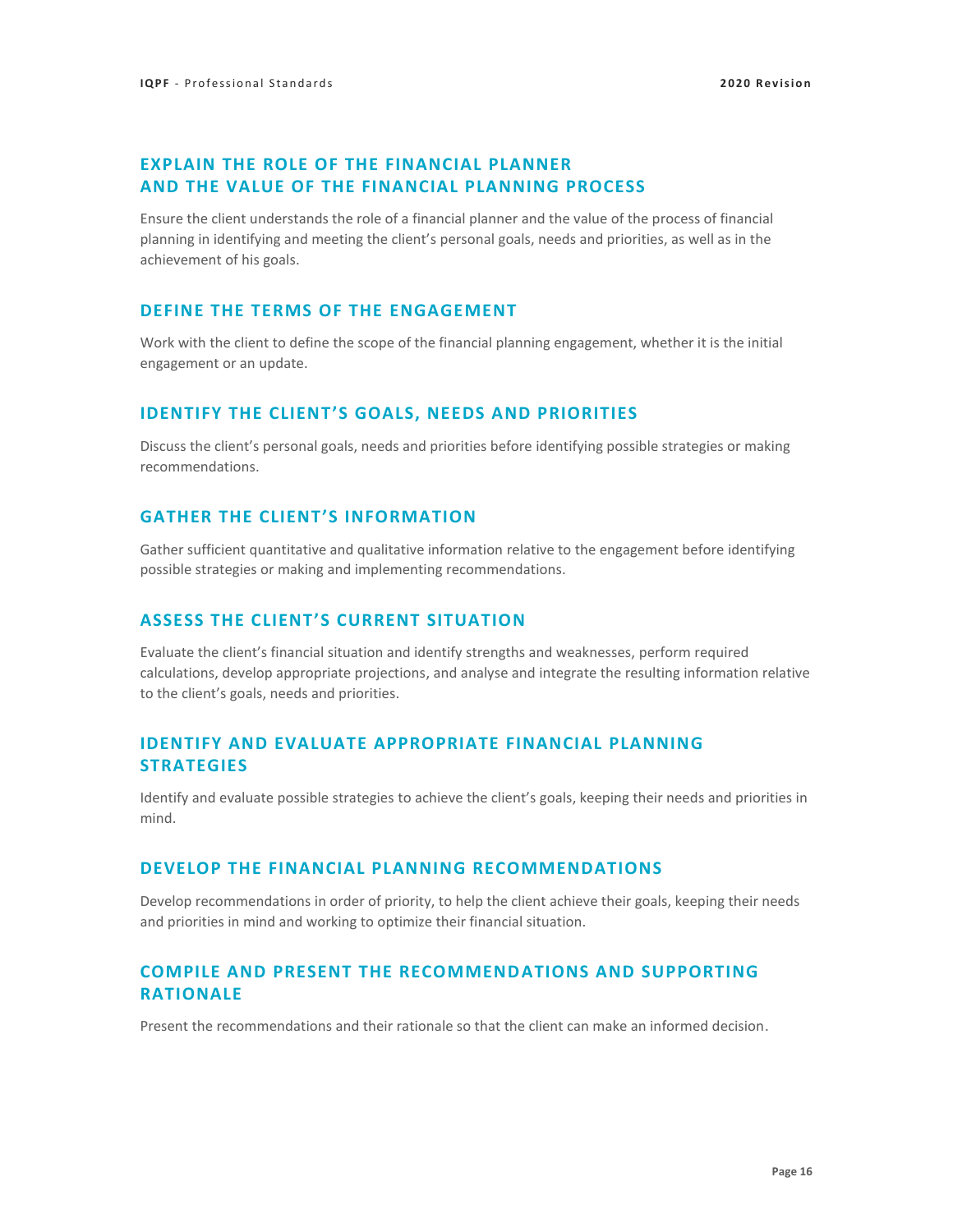## EXPLAIN THE ROLE OF THE FINANCIAL PLANNER AND THE VALUE OF THE FINANCIAL PLANNING PROCESS

Ensure the client understands the role of a financial planner and the value of the process of financial planning in identifying and meeting the client's personal goals, needs and priorities, as well as in the achievement of his goals.

## DEFINE THE TERMS OF THE ENGAGEMENT

Work with the client to define the scope of the financial planning engagement, whether it is the initial engagement or an update.

## IDENTIFY THE CLIENT'S GOALS, NEEDS AND PRIORITIES

Discuss the client's personal goals, needs and priorities before identifying possible strategies or making recommendations.

## GATHER THE CLIENT'S INFORMATION

Gather sufficient quantitative and qualitative information relative to the engagement before identifying possible strategies or making and implementing recommendations.

## ASSESS THE CLIENT'S CURRENT SITUATION

Evaluate the client's financial situation and identify strengths and weaknesses, perform required calculations, develop appropriate projections, and analyse and integrate the resulting information relative to the client's goals, needs and priorities.

## IDENTIFY AND EVALUATE APPROPRIATE FINANCIAL PLANNING STRATEGIES

Identify and evaluate possible strategies to achieve the client's goals, keeping their needs and priorities in mind.

## DEVELOP THE FINANCIAL PLANNING RECOMMENDATIONS

Develop recommendations in order of priority, to help the client achieve their goals, keeping their needs and priorities in mind and working to optimize their financial situation.

## COMPILE AND PRESENT THE RECOMMENDATIONS AND SUPPORTING RATIONALE

Present the recommendations and their rationale so that the client can make an informed decision.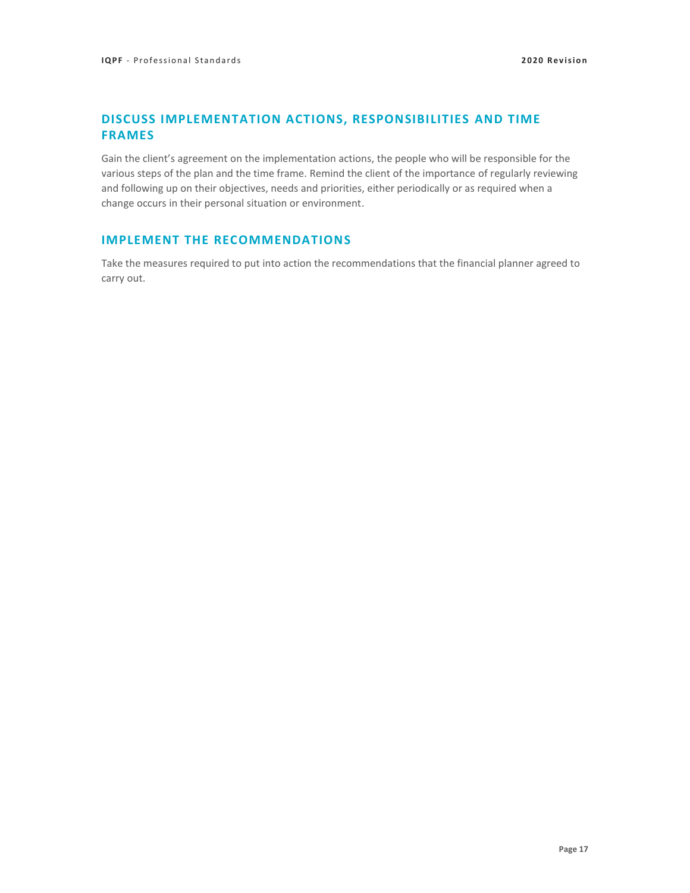## DISCUSS IMPLEMENTATION ACTIONS, RESPONSIBILITIES AND TIME FRAMES

Gain the client's agreement on the implementation actions, the people who will be responsible for the various steps of the plan and the time frame. Remind the client of the importance of regularly reviewing and following up on their objectives, needs and priorities, either periodically or as required when a change occurs in their personal situation or environment.

## IMPLEMENT THE RECOMMENDATIONS

Take the measures required to put into action the recommendations that the financial planner agreed to carry out.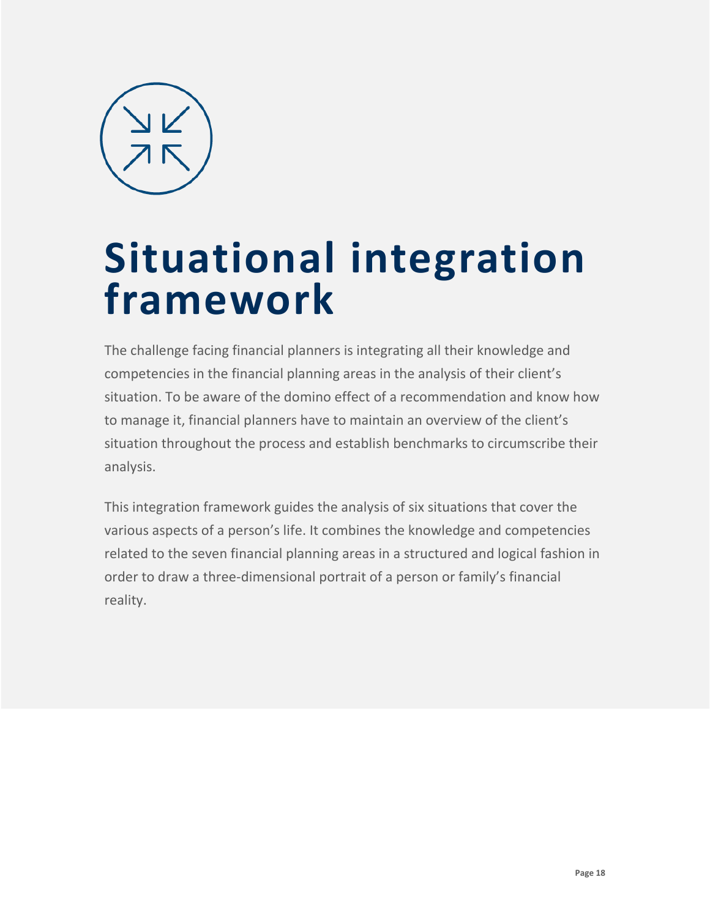# Situational integration framework

The challenge facing financial planners is integrating all their knowledge and competencies in the financial planning areas in the analysis of their client's situation. To be aware of the domino effect of a recommendation and know how to manage it, financial planners have to maintain an overview of the client's situation throughout the process and establish benchmarks to circumscribe their analysis.

This integration framework guides the analysis of six situations that cover the various aspects of a person's life. It combines the knowledge and competencies related to the seven financial planning areas in a structured and logical fashion in order to draw a three-dimensional portrait of a person or family's financial reality.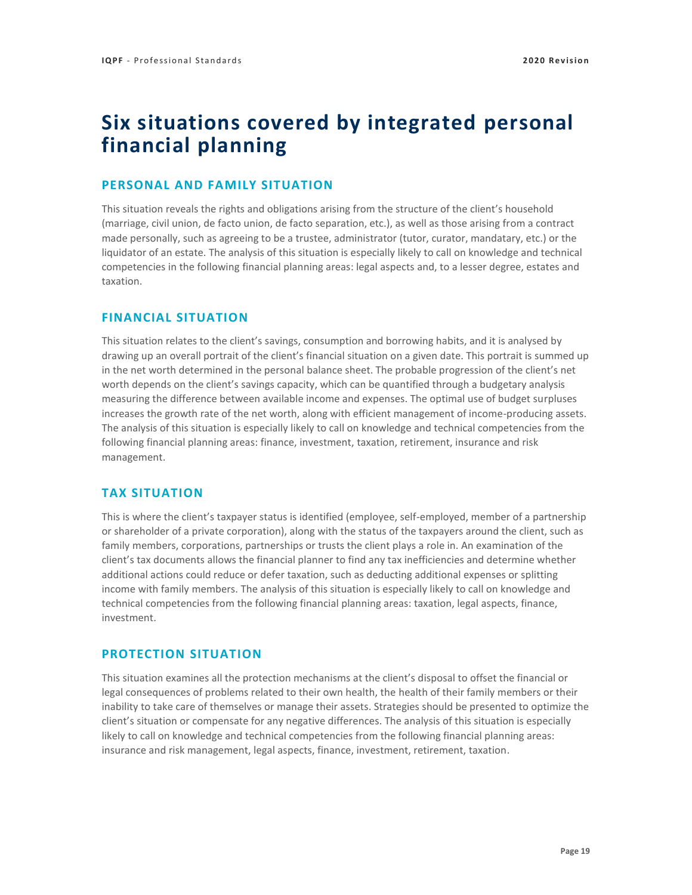# Six situations covered by integrated personal financial planning

## PERSONAL AND FAMILY SITUATION

This situation reveals the rights and obligations arising from the structure of the client's household (marriage, civil union, de facto union, de facto separation, etc.), as well as those arising from a contract made personally, such as agreeing to be a trustee, administrator (tutor, curator, mandatary, etc.) or the liquidator of an estate. The analysis of this situation is especially likely to call on knowledge and technical competencies in the following financial planning areas: legal aspects and, to a lesser degree, estates and taxation.

## FINANCIAL SITUATION

This situation relates to the client's savings, consumption and borrowing habits, and it is analysed by drawing up an overall portrait of the client's financial situation on a given date. This portrait is summed up in the net worth determined in the personal balance sheet. The probable progression of the client's net worth depends on the client's savings capacity, which can be quantified through a budgetary analysis measuring the difference between available income and expenses. The optimal use of budget surpluses increases the growth rate of the net worth, along with efficient management of income-producing assets. The analysis of this situation is especially likely to call on knowledge and technical competencies from the following financial planning areas: finance, investment, taxation, retirement, insurance and risk management.

## TAX SITUATION

This is where the client's taxpayer status is identified (employee, self-employed, member of a partnership or shareholder of a private corporation), along with the status of the taxpayers around the client, such as family members, corporations, partnerships or trusts the client plays a role in. An examination of the client's tax documents allows the financial planner to find any tax inefficiencies and determine whether additional actions could reduce or defer taxation, such as deducting additional expenses or splitting income with family members. The analysis of this situation is especially likely to call on knowledge and technical competencies from the following financial planning areas: taxation, legal aspects, finance, investment.

## PROTECTION SITUATION

This situation examines all the protection mechanisms at the client's disposal to offset the financial or legal consequences of problems related to their own health, the health of their family members or their inability to take care of themselves or manage their assets. Strategies should be presented to optimize the client's situation or compensate for any negative differences. The analysis of this situation is especially likely to call on knowledge and technical competencies from the following financial planning areas: insurance and risk management, legal aspects, finance, investment, retirement, taxation.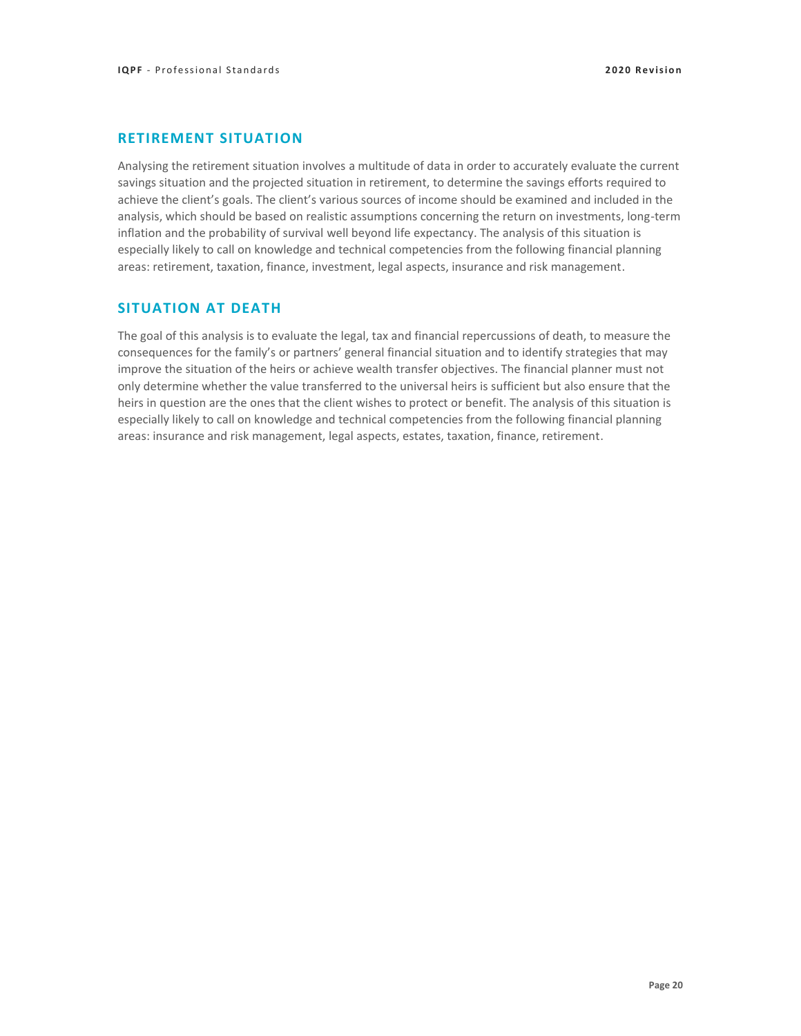## RETIREMENT SITUATION

Analysing the retirement situation involves a multitude of data in order to accurately evaluate the current savings situation and the projected situation in retirement, to determine the savings efforts required to achieve the client's goals. The client's various sources of income should be examined and included in the analysis, which should be based on realistic assumptions concerning the return on investments, long-term inflation and the probability of survival well beyond life expectancy. The analysis of this situation is especially likely to call on knowledge and technical competencies from the following financial planning areas: retirement, taxation, finance, investment, legal aspects, insurance and risk management.

## SITUATION AT DEATH

The goal of this analysis is to evaluate the legal, tax and financial repercussions of death, to measure the consequences for the family's or partners' general financial situation and to identify strategies that may improve the situation of the heirs or achieve wealth transfer objectives. The financial planner must not only determine whether the value transferred to the universal heirs is sufficient but also ensure that the heirs in question are the ones that the client wishes to protect or benefit. The analysis of this situation is especially likely to call on knowledge and technical competencies from the following financial planning areas: insurance and risk management, legal aspects, estates, taxation, finance, retirement.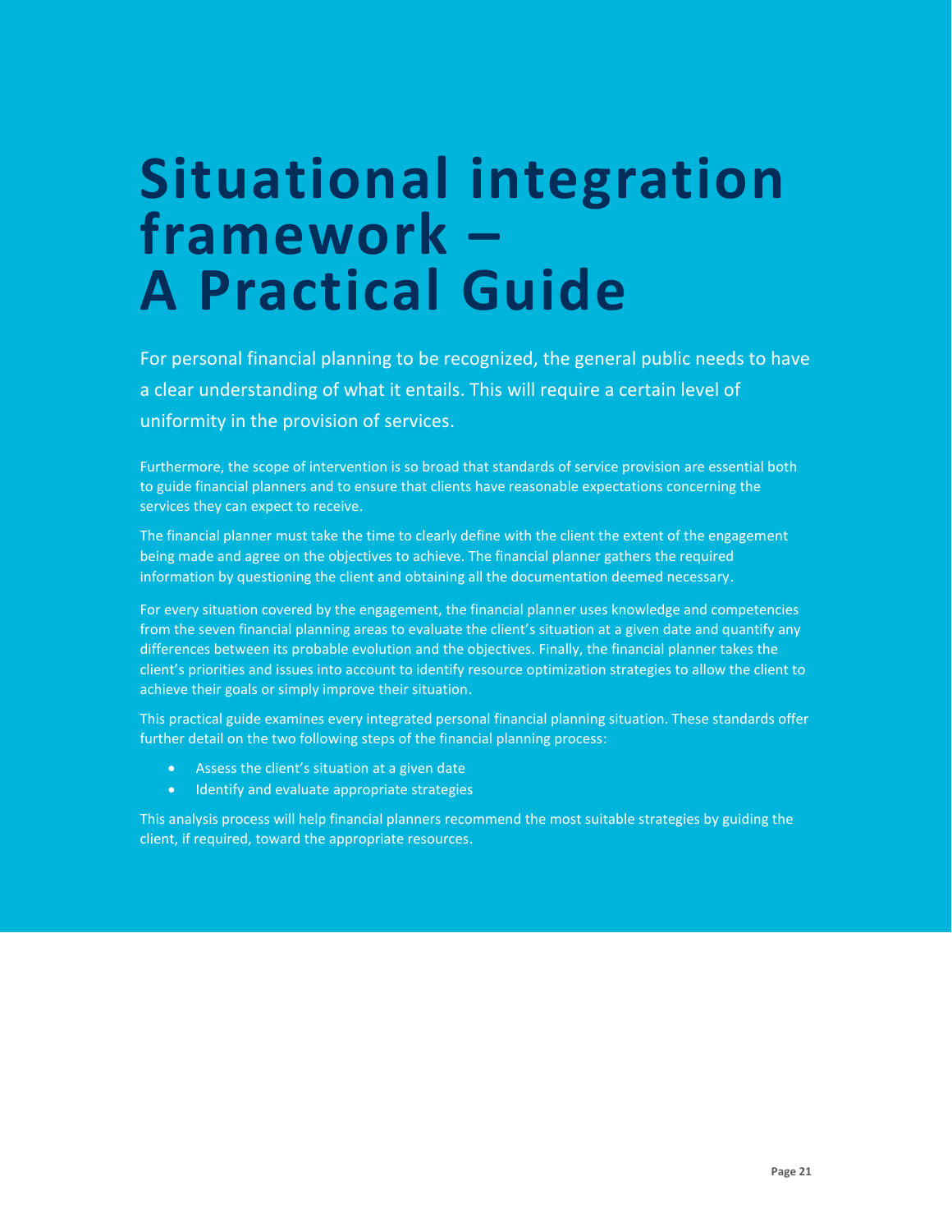# Situational integration framework – A Practical Guide

For personal financial planning to be recognized, the general public needs to have a clear understanding of what it entails. This will require a certain level of uniformity in the provision of services.

Furthermore, the scope of intervention is so broad that standards of service provision are essential both to guide financial planners and to ensure that clients have reasonable expectations concerning the services they can expect to receive.

The financial planner must take the time to clearly define with the client the extent of the engagement being made and agree on the objectives to achieve. The financial planner gathers the required information by questioning the client and obtaining all the documentation deemed necessary.

For every situation covered by the engagement, the financial planner uses knowledge and competencies from the seven financial planning areas to evaluate the client's situation at a given date and quantify any differences between its probable evolution and the objectives. Finally, the financial planner takes the client's priorities and issues into account to identify resource optimization strategies to allow the client to achieve their goals or simply improve their situation.

This practical guide examines every integrated personal financial planning situation. These standards offer further detail on the two following steps of the financial planning process:

- Assess the client's situation at a given date
- Identify and evaluate appropriate strategies

This analysis process will help financial planners recommend the most suitable strategies by guiding the client, if required, toward the appropriate resources.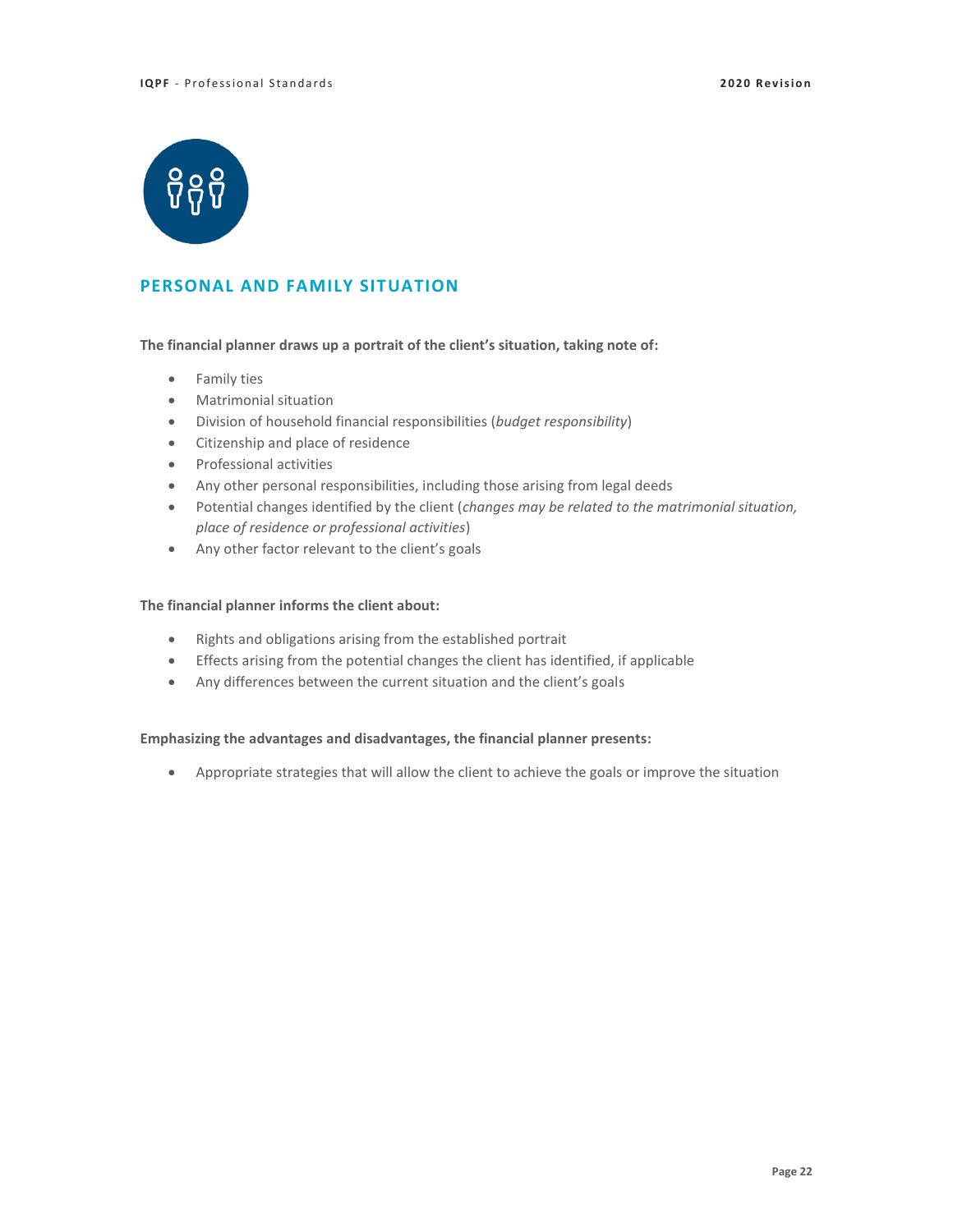## PERSONAL AND FAMILY SITUATION

**The financial planner draws up a portrait of the client's situation, taking note of:**

- Family ties
- Matrimonial situation
- Division of household financial responsibilities (*budget responsibility*)
- Citizenship and place of residence
- Professional activities
- Any other personal responsibilities, including those arising from legal deeds
- Potential changes identified by the client (*changes may be related to the matrimonial situation, place of residence or professional activities*)
- Any other factor relevant to the client's goals

**The financial planner informs the client about:**

- Rights and obligations arising from the established portrait
- Effects arising from the potential changes the client has identified, if applicable
- Any differences between the current situation and the client's goals

**Emphasizing the advantages and disadvantages, the financial planner presents:**

- Appropriate strategies that will allow the client to achieve the goals or improve the situation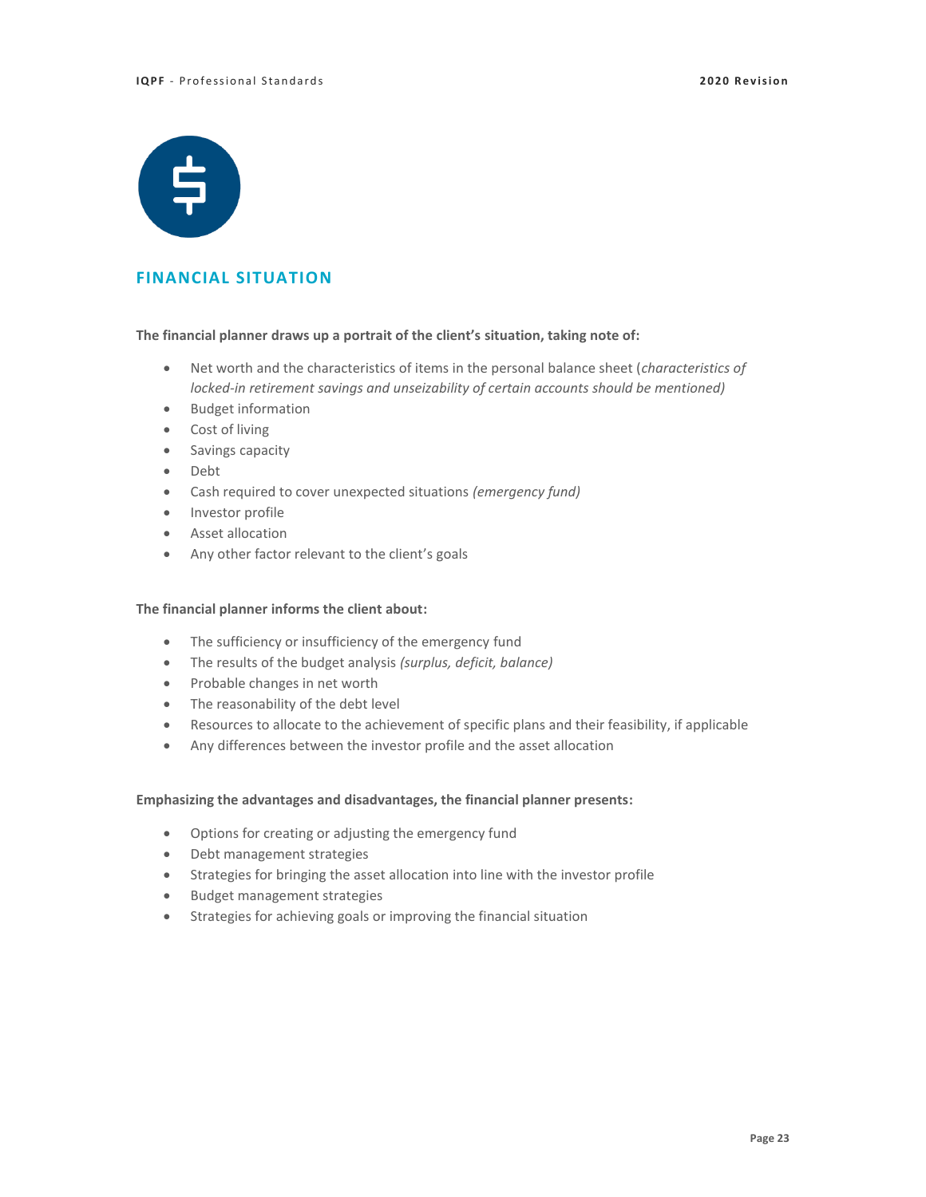## FINANCIAL SITUATION

**The financial planner draws up a portrait of the client's situation, taking note of:**

- Net worth and the characteristics of items in the personal balance sheet (*characteristics of locked-in retirement savings and unseizability of certain accounts should be mentioned)*
- Budget information
- Cost of living
- Savings capacity
- Debt
- Cash required to cover unexpected situations *(emergency fund)*
- Investor profile
- Asset allocation
- Any other factor relevant to the client's goals

**The financial planner informs the client about:**

- The sufficiency or insufficiency of the emergency fund
- The results of the budget analysis *(surplus, deficit, balance)*
- Probable changes in net worth
- The reasonability of the debt level
- Resources to allocate to the achievement of specific plans and their feasibility, if applicable
- Any differences between the investor profile and the asset allocation

**Emphasizing the advantages and disadvantages, the financial planner presents:**

- Options for creating or adjusting the emergency fund
- Debt management strategies
- Strategies for bringing the asset allocation into line with the investor profile
- Budget management strategies
- Strategies for achieving goals or improving the financial situation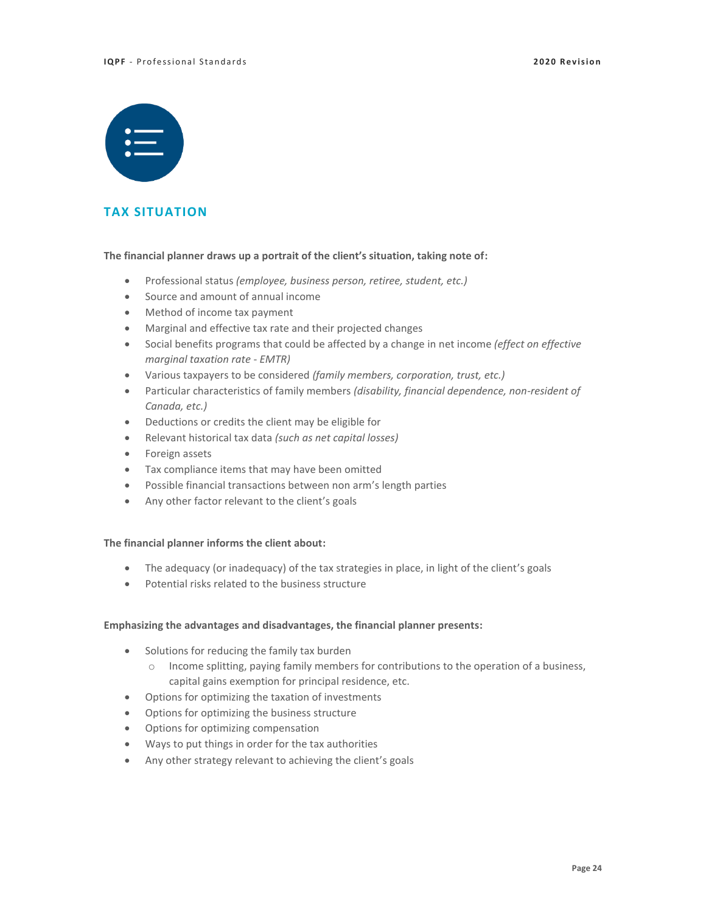## TAX SITUATION

**The financial planner draws up a portrait of the client's situation, taking note of:**

- Professional status *(employee, business person, retiree, student, etc.)*
- Source and amount of annual income
- Method of income tax payment
- Marginal and effective tax rate and their projected changes
- Social benefits programs that could be affected by a change in net income *(effect on effective marginal taxation rate - EMTR)*
- Various taxpayers to be considered *(family members, corporation, trust, etc.)*
- Particular characteristics of family members *(disability, financial dependence, non-resident of Canada, etc.)*
- Deductions or credits the client may be eligible for
- Relevant historical tax data *(such as net capital losses)*
- Foreign assets
- Tax compliance items that may have been omitted
- Possible financial transactions between non arm's length parties
- Any other factor relevant to the client's goals

**The financial planner informs the client about:**

- The adequacy (or inadequacy) of the tax strategies in place, in light of the client's goals
- Potential risks related to the business structure

**Emphasizing the advantages and disadvantages, the financial planner presents:**

- Solutions for reducing the family tax burden
  - Income splitting, paying family members for contributions to the operation of a business, capital gains exemption for principal residence, etc.
- Options for optimizing the taxation of investments
- Options for optimizing the business structure
- Options for optimizing compensation
- Ways to put things in order for the tax authorities
- Any other strategy relevant to achieving the client's goals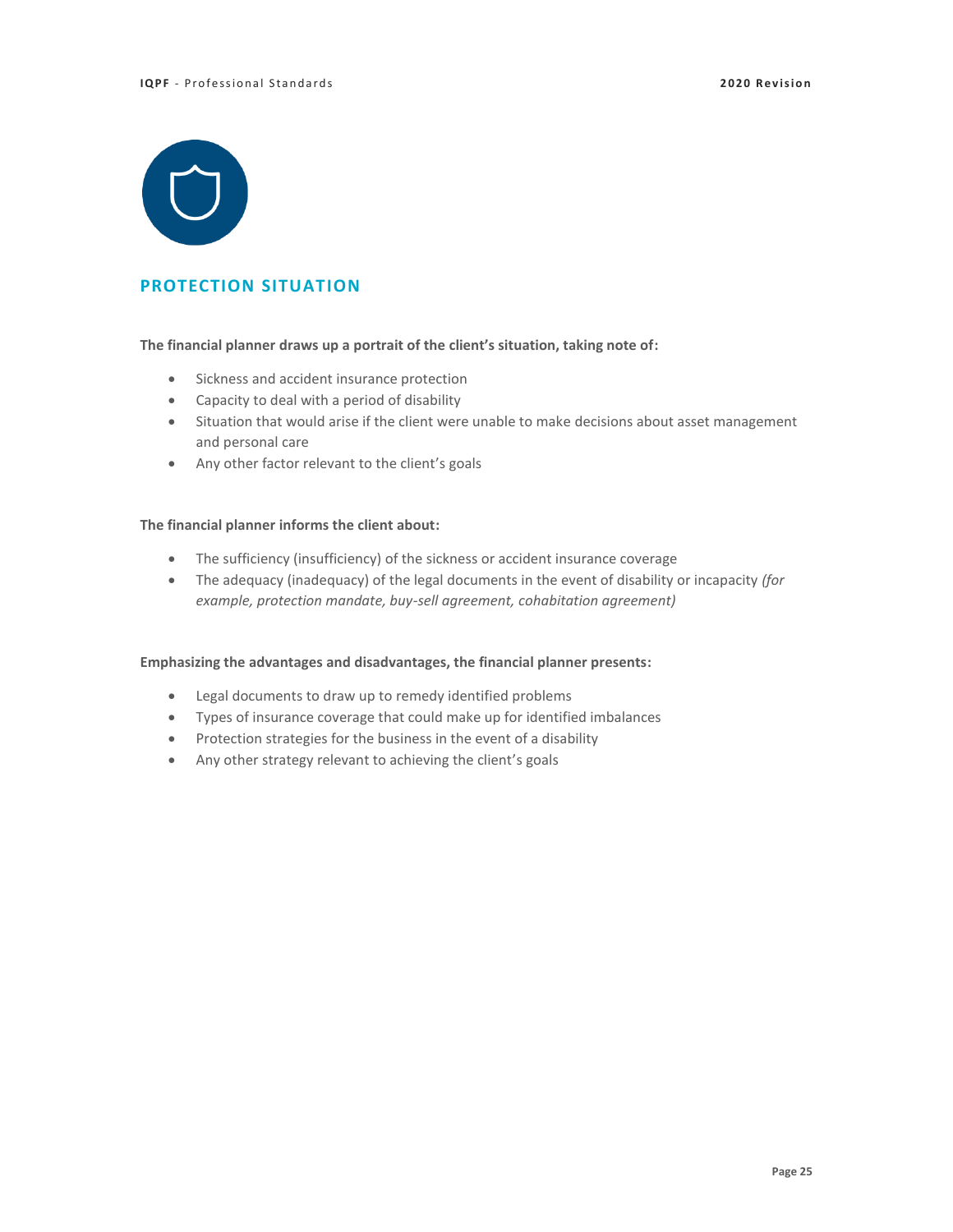## PROTECTION SITUATION

**The financial planner draws up a portrait of the client's situation, taking note of:**

- Sickness and accident insurance protection
- Capacity to deal with a period of disability
- Situation that would arise if the client were unable to make decisions about asset management and personal care
- Any other factor relevant to the client's goals

**The financial planner informs the client about:**

- The sufficiency (insufficiency) of the sickness or accident insurance coverage
- The adequacy (inadequacy) of the legal documents in the event of disability or incapacity *(for example, protection mandate, buy-sell agreement, cohabitation agreement)*

**Emphasizing the advantages and disadvantages, the financial planner presents:**

- Legal documents to draw up to remedy identified problems
- Types of insurance coverage that could make up for identified imbalances
- Protection strategies for the business in the event of a disability
- Any other strategy relevant to achieving the client's goals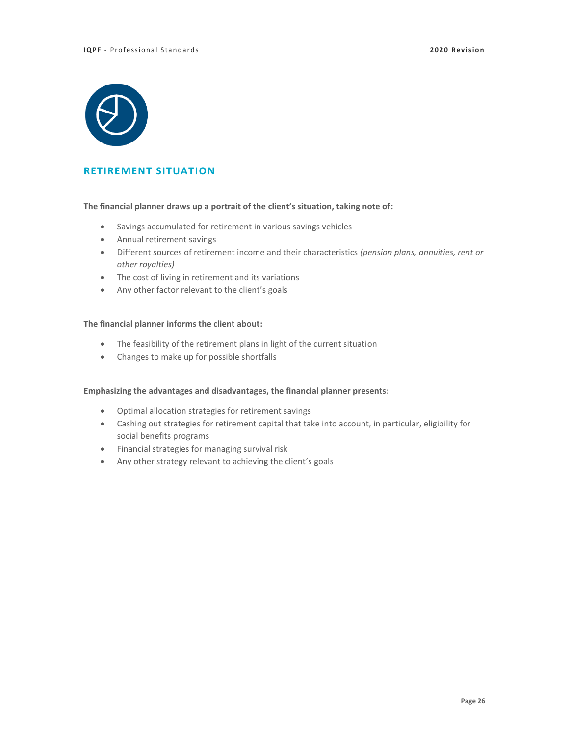## RETIREMENT SITUATION

**The financial planner draws up a portrait of the client's situation, taking note of:**

- Savings accumulated for retirement in various savings vehicles
- Annual retirement savings
- Different sources of retirement income and their characteristics *(pension plans, annuities, rent or other royalties)*
- The cost of living in retirement and its variations
- Any other factor relevant to the client's goals

**The financial planner informs the client about:**

- The feasibility of the retirement plans in light of the current situation
- Changes to make up for possible shortfalls

**Emphasizing the advantages and disadvantages, the financial planner presents:**

- Optimal allocation strategies for retirement savings
- Cashing out strategies for retirement capital that take into account, in particular, eligibility for social benefits programs
- Financial strategies for managing survival risk
- Any other strategy relevant to achieving the client's goals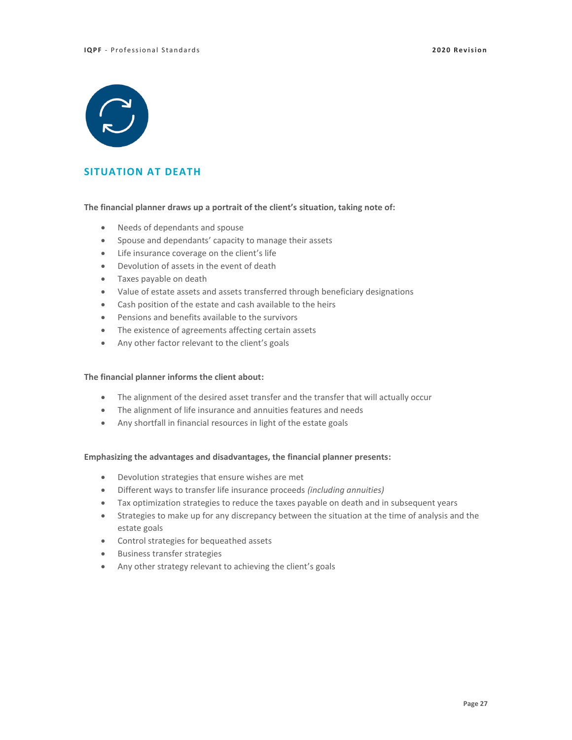## SITUATION AT DEATH

**The financial planner draws up a portrait of the client's situation, taking note of:**

- Needs of dependants and spouse
- Spouse and dependants' capacity to manage their assets
- Life insurance coverage on the client's life
- Devolution of assets in the event of death
- Taxes payable on death
- Value of estate assets and assets transferred through beneficiary designations
- Cash position of the estate and cash available to the heirs
- Pensions and benefits available to the survivors
- The existence of agreements affecting certain assets
- Any other factor relevant to the client's goals

**The financial planner informs the client about:**

- The alignment of the desired asset transfer and the transfer that will actually occur
- The alignment of life insurance and annuities features and needs
- Any shortfall in financial resources in light of the estate goals

**Emphasizing the advantages and disadvantages, the financial planner presents:**

- Devolution strategies that ensure wishes are met
- Different ways to transfer life insurance proceeds *(including annuities)*
- Tax optimization strategies to reduce the taxes payable on death and in subsequent years
- Strategies to make up for any discrepancy between the situation at the time of analysis and the estate goals
- Control strategies for bequeathed assets
- Business transfer strategies
- Any other strategy relevant to achieving the client's goals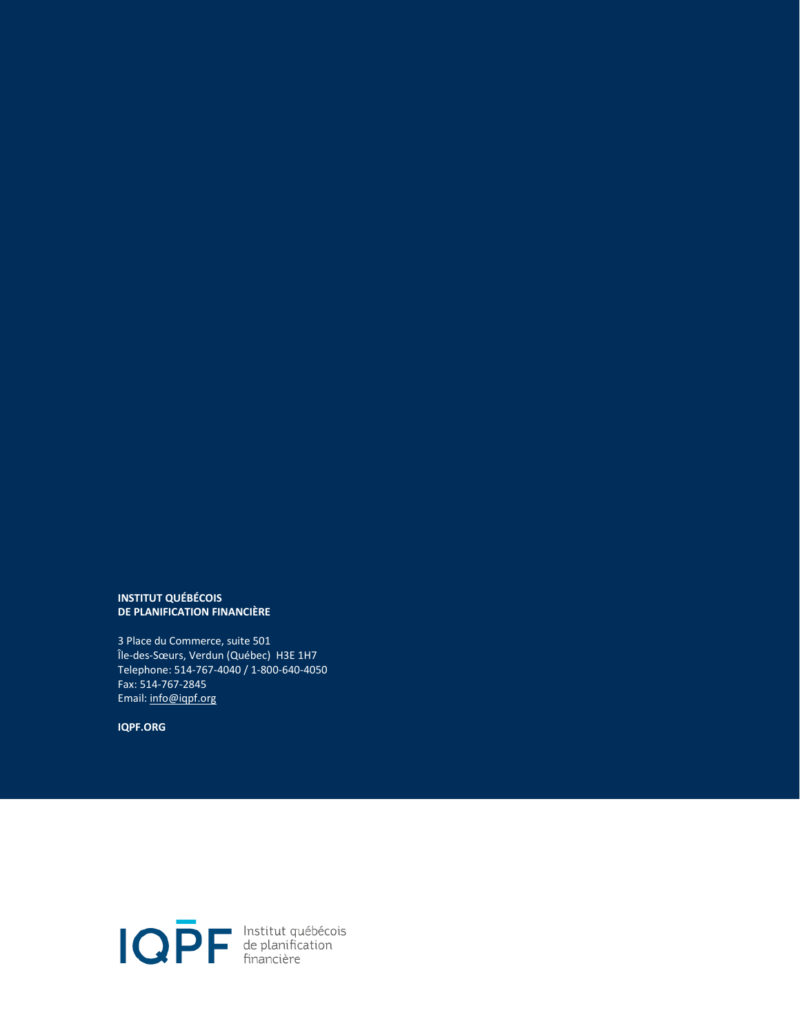**INSTITUT QUÉBÉCOIS**
**DE PLANIFICATION FINANCIÈRE**

3 Place du Commerce, suite 501
Île-des-Sœurs, Verdun (Québec) H3E 1H7
Telephone: 514-767-4040 / 1-800-640-4050
Fax: 514-767-2845
Email: info@iqpf.org

**IQPF.ORG**

IQPF Institut québécois de planification financière